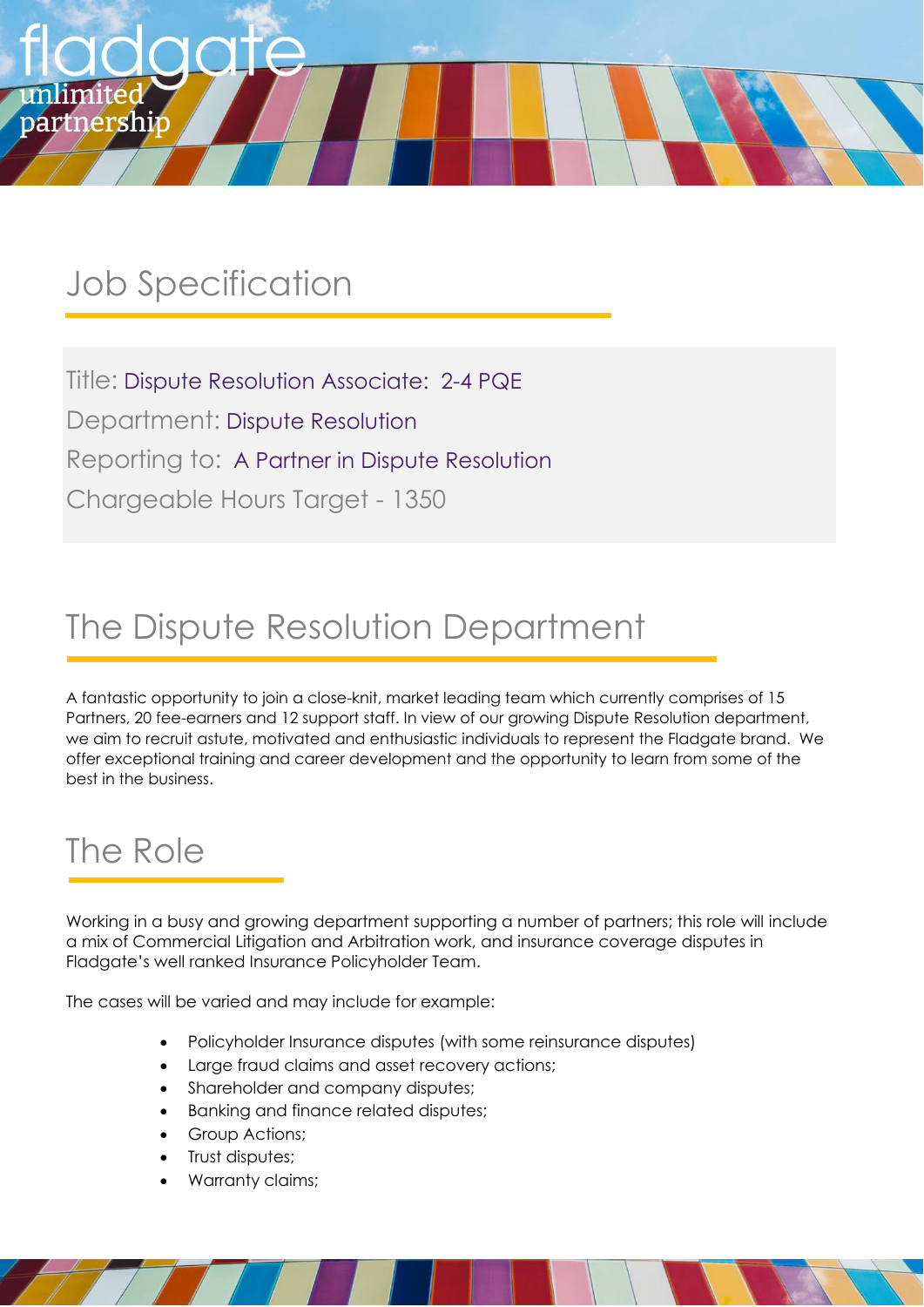fladgate unlimited partnership

# Job Specification

Title: Dispute Resolution Associate: 2-4 PQE

Department: Dispute Resolution

Reporting to: A Partner in Dispute Resolution

Chargeable Hours Target - 1350

# The Dispute Resolution Department

A fantastic opportunity to join a close-knit, market leading team which currently comprises of 15 Partners, 20 fee-earners and 12 support staff. In view of our growing Dispute Resolution department, we aim to recruit astute, motivated and enthusiastic individuals to represent the Fladgate brand. We offer exceptional training and career development and the opportunity to learn from some of the best in the business.

# The Role

Working in a busy and growing department supporting a number of partners; this role will include a mix of Commercial Litigation and Arbitration work, and insurance coverage disputes in Fladgate's well ranked Insurance Policyholder Team.

The cases will be varied and may include for example:

- Policyholder Insurance disputes (with some reinsurance disputes)
- Large fraud claims and asset recovery actions;
- Shareholder and company disputes;
- Banking and finance related disputes;
- Group Actions;
- Trust disputes;
- Warranty claims;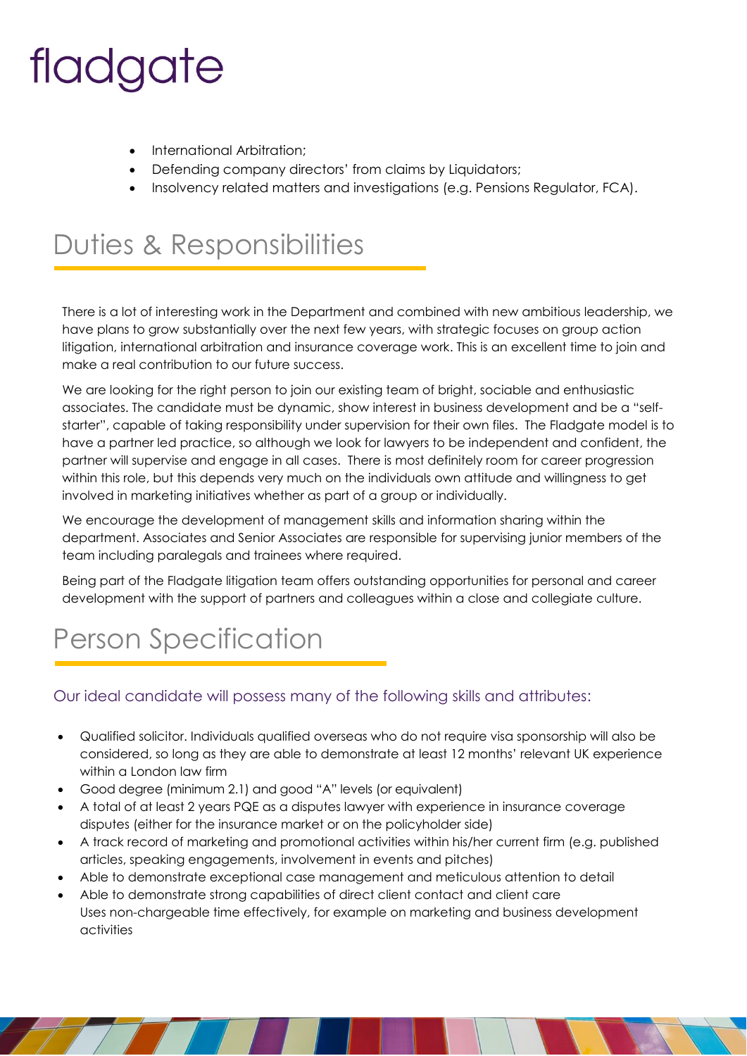- International Arbitration;
- Defending company directors' from claims by Liquidators;
- Insolvency related matters and investigations (e.g. Pensions Regulator, FCA).

## Duties & Responsibilities

There is a lot of interesting work in the Department and combined with new ambitious leadership, we have plans to grow substantially over the next few years, with strategic focuses on group action litigation, international arbitration and insurance coverage work. This is an excellent time to join and make a real contribution to our future success.

We are looking for the right person to join our existing team of bright, sociable and enthusiastic associates. The candidate must be dynamic, show interest in business development and be a "self-starter", capable of taking responsibility under supervision for their own files. The Fladgate model is to have a partner led practice, so although we look for lawyers to be independent and confident, the partner will supervise and engage in all cases. There is most definitely room for career progression within this role, but this depends very much on the individuals own attitude and willingness to get involved in marketing initiatives whether as part of a group or individually.

We encourage the development of management skills and information sharing within the department. Associates and Senior Associates are responsible for supervising junior members of the team including paralegals and trainees where required.

Being part of the Fladgate litigation team offers outstanding opportunities for personal and career development with the support of partners and colleagues within a close and collegiate culture.

## Person Specification

### Our ideal candidate will possess many of the following skills and attributes:

- Qualified solicitor. Individuals qualified overseas who do not require visa sponsorship will also be considered, so long as they are able to demonstrate at least 12 months' relevant UK experience within a London law firm
- Good degree (minimum 2.1) and good "A" levels (or equivalent)
- A total of at least 2 years PQE as a disputes lawyer with experience in insurance coverage disputes (either for the insurance market or on the policyholder side)
- A track record of marketing and promotional activities within his/her current firm (e.g. published articles, speaking engagements, involvement in events and pitches)
- Able to demonstrate exceptional case management and meticulous attention to detail
- Able to demonstrate strong capabilities of direct client contact and client care
  Uses non-chargeable time effectively, for example on marketing and business development activities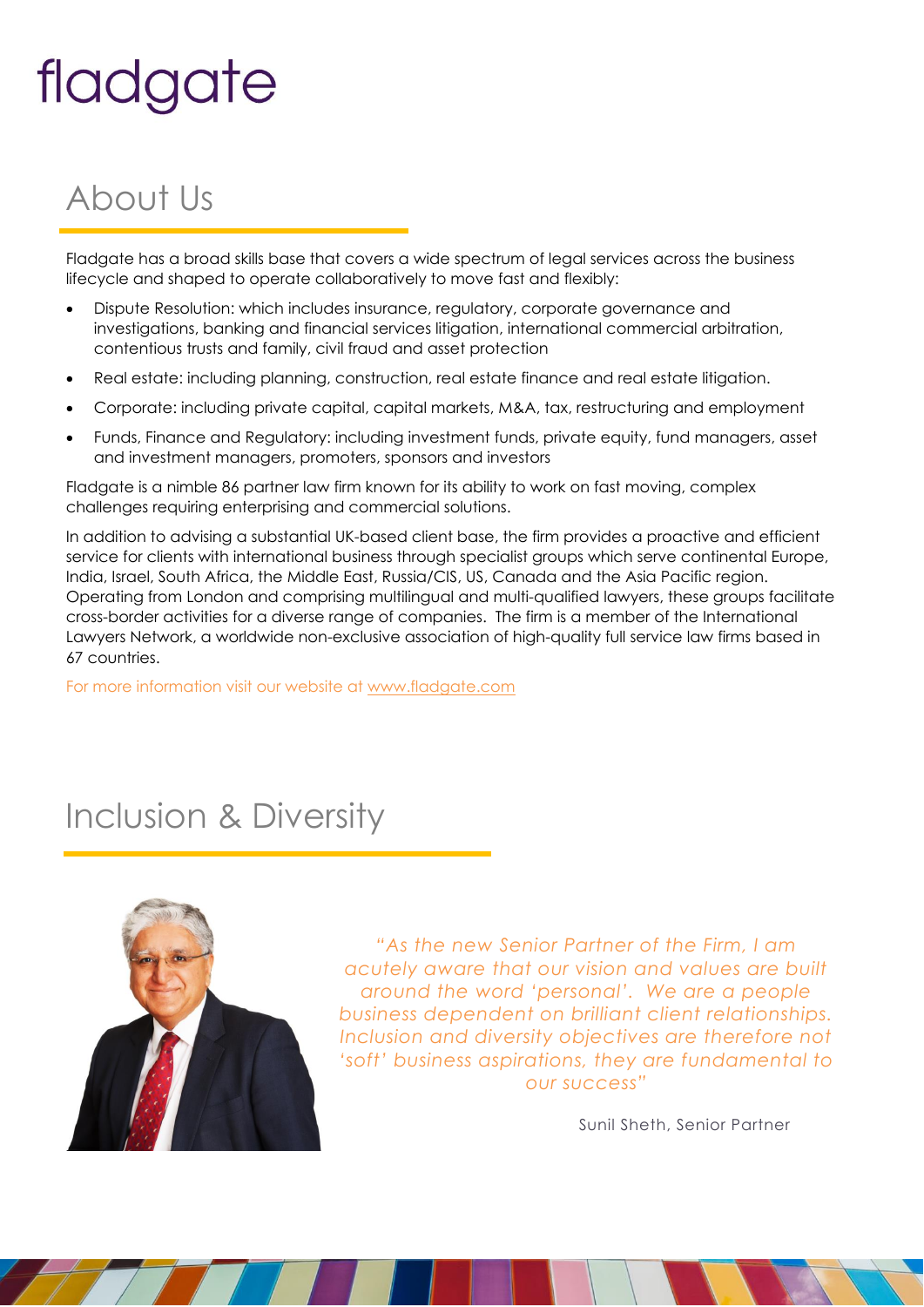fladgate

## About Us

Fladgate has a broad skills base that covers a wide spectrum of legal services across the business lifecycle and shaped to operate collaboratively to move fast and flexibly:

- Dispute Resolution: which includes insurance, regulatory, corporate governance and investigations, banking and financial services litigation, international commercial arbitration, contentious trusts and family, civil fraud and asset protection
- Real estate: including planning, construction, real estate finance and real estate litigation.
- Corporate: including private capital, capital markets, M&A, tax, restructuring and employment
- Funds, Finance and Regulatory: including investment funds, private equity, fund managers, asset and investment managers, promoters, sponsors and investors

Fladgate is a nimble 86 partner law firm known for its ability to work on fast moving, complex challenges requiring enterprising and commercial solutions.

In addition to advising a substantial UK-based client base, the firm provides a proactive and efficient service for clients with international business through specialist groups which serve continental Europe, India, Israel, South Africa, the Middle East, Russia/CIS, US, Canada and the Asia Pacific region. Operating from London and comprising multilingual and multi-qualified lawyers, these groups facilitate cross-border activities for a diverse range of companies. The firm is a member of the International Lawyers Network, a worldwide non-exclusive association of high-quality full service law firms based in 67 countries.

For more information visit our website at www.fladgate.com

## Inclusion & Diversity

*"As the new Senior Partner of the Firm, I am acutely aware that our vision and values are built around the word 'personal'. We are a people business dependent on brilliant client relationships. Inclusion and diversity objectives are therefore not 'soft' business aspirations, they are fundamental to our success"*

Sunil Sheth, Senior Partner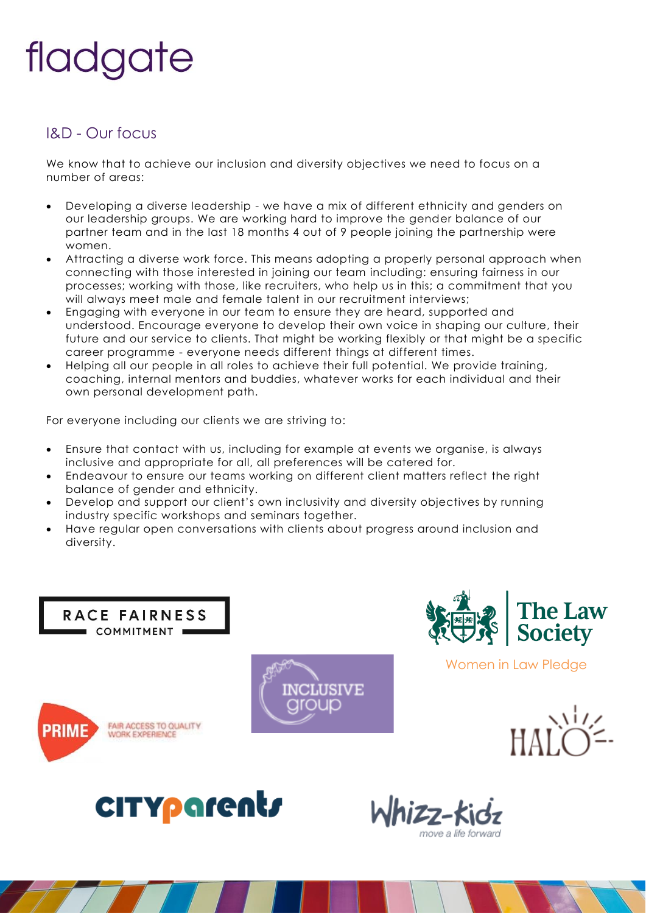fladgate

## I&D - Our focus

We know that to achieve our inclusion and diversity objectives we need to focus on a number of areas:

- Developing a diverse leadership - we have a mix of different ethnicity and genders on our leadership groups. We are working hard to improve the gender balance of our partner team and in the last 18 months 4 out of 9 people joining the partnership were women.
- Attracting a diverse work force. This means adopting a properly personal approach when connecting with those interested in joining our team including: ensuring fairness in our processes; working with those, like recruiters, who help us in this; a commitment that you will always meet male and female talent in our recruitment interviews;
- Engaging with everyone in our team to ensure they are heard, supported and understood. Encourage everyone to develop their own voice in shaping our culture, their future and our service to clients. That might be working flexibly or that might be a specific career programme - everyone needs different things at different times.
- Helping all our people in all roles to achieve their full potential. We provide training, coaching, internal mentors and buddies, whatever works for each individual and their own personal development path.

For everyone including our clients we are striving to:

- Ensure that contact with us, including for example at events we organise, is always inclusive and appropriate for all, all preferences will be catered for.
- Endeavour to ensure our teams working on different client matters reflect the right balance of gender and ethnicity.
- Develop and support our client's own inclusivity and diversity objectives by running industry specific workshops and seminars together.
- Have regular open conversations with clients about progress around inclusion and diversity.

RACE FAIRNESS COMMITMENT

The Law Society

Women in Law Pledge

INCLUSIVE group

PRIME FAIR ACCESS TO QUALITY WORK EXPERIENCE

HALO

CITYparents

Whizz-Kidz move a life forward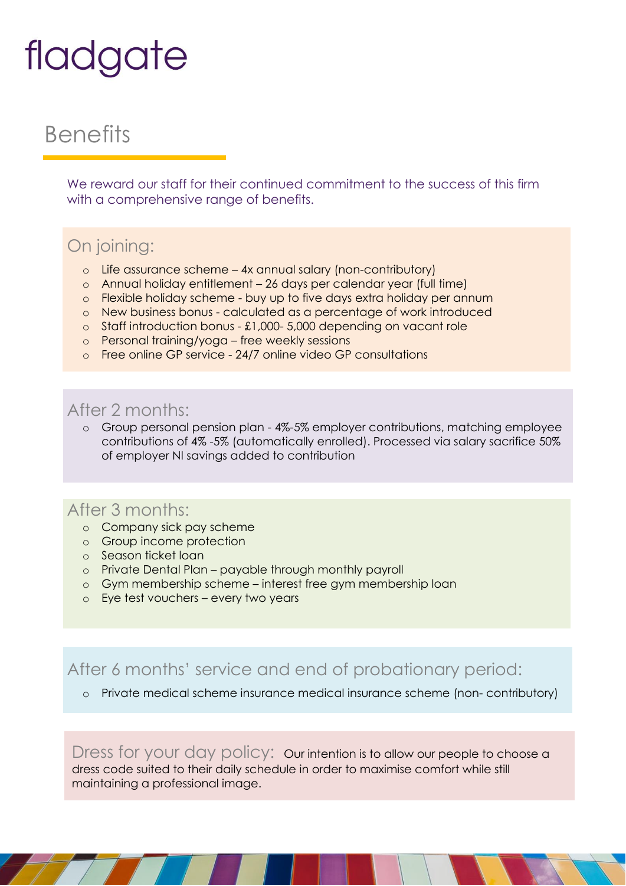fladgate

# Benefits

We reward our staff for their continued commitment to the success of this firm with a comprehensive range of benefits.

## On joining:

- Life assurance scheme – 4x annual salary (non-contributory)
- Annual holiday entitlement – 26 days per calendar year (full time)
- Flexible holiday scheme - buy up to five days extra holiday per annum
- New business bonus - calculated as a percentage of work introduced
- Staff introduction bonus - £1,000- 5,000 depending on vacant role
- Personal training/yoga – free weekly sessions
- Free online GP service - 24/7 online video GP consultations

## After 2 months:

- Group personal pension plan - 4%-5% employer contributions, matching employee contributions of 4% -5% (automatically enrolled). Processed via salary sacrifice 50% of employer NI savings added to contribution

## After 3 months:

- Company sick pay scheme
- Group income protection
- Season ticket loan
- Private Dental Plan – payable through monthly payroll
- Gym membership scheme – interest free gym membership loan
- Eye test vouchers – every two years

## After 6 months' service and end of probationary period:

- Private medical scheme insurance medical insurance scheme (non- contributory)

## Dress for your day policy:

Our intention is to allow our people to choose a dress code suited to their daily schedule in order to maximise comfort while still maintaining a professional image.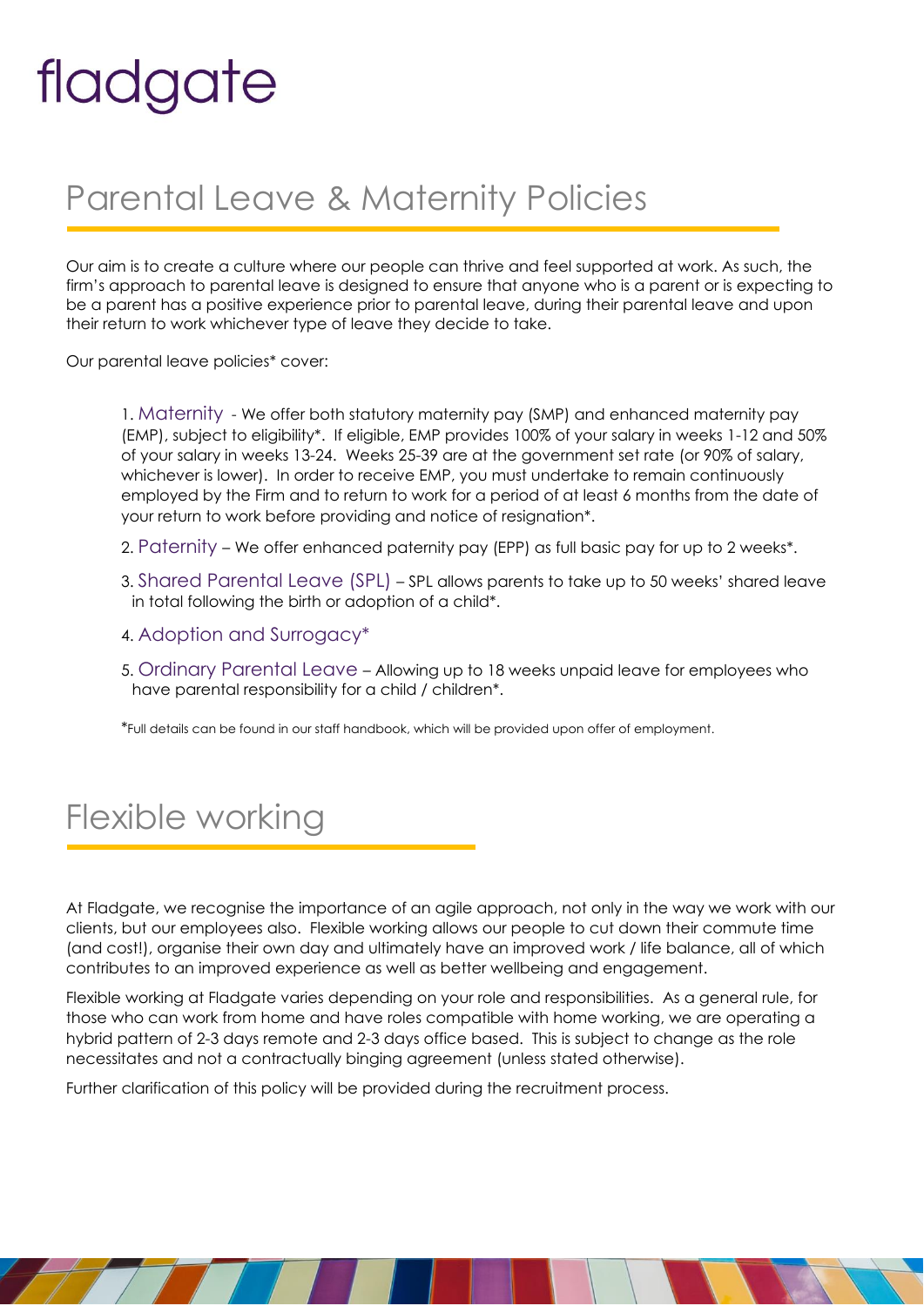# fladgate

## Parental Leave & Maternity Policies

Our aim is to create a culture where our people can thrive and feel supported at work. As such, the firm's approach to parental leave is designed to ensure that anyone who is a parent or is expecting to be a parent has a positive experience prior to parental leave, during their parental leave and upon their return to work whichever type of leave they decide to take.

Our parental leave policies* cover:

1. Maternity - We offer both statutory maternity pay (SMP) and enhanced maternity pay (EMP), subject to eligibility*. If eligible, EMP provides 100% of your salary in weeks 1-12 and 50% of your salary in weeks 13-24. Weeks 25-39 are at the government set rate (or 90% of salary, whichever is lower). In order to receive EMP, you must undertake to remain continuously employed by the Firm and to return to work for a period of at least 6 months from the date of your return to work before providing and notice of resignation*.
2. Paternity – We offer enhanced paternity pay (EPP) as full basic pay for up to 2 weeks*.
3. Shared Parental Leave (SPL) – SPL allows parents to take up to 50 weeks' shared leave in total following the birth or adoption of a child*.
4. Adoption and Surrogacy*
5. Ordinary Parental Leave – Allowing up to 18 weeks unpaid leave for employees who have parental responsibility for a child / children*.

*Full details can be found in our staff handbook, which will be provided upon offer of employment.

## Flexible working

At Fladgate, we recognise the importance of an agile approach, not only in the way we work with our clients, but our employees also. Flexible working allows our people to cut down their commute time (and cost!), organise their own day and ultimately have an improved work / life balance, all of which contributes to an improved experience as well as better wellbeing and engagement.

Flexible working at Fladgate varies depending on your role and responsibilities. As a general rule, for those who can work from home and have roles compatible with home working, we are operating a hybrid pattern of 2-3 days remote and 2-3 days office based. This is subject to change as the role necessitates and not a contractually binging agreement (unless stated otherwise).

Further clarification of this policy will be provided during the recruitment process.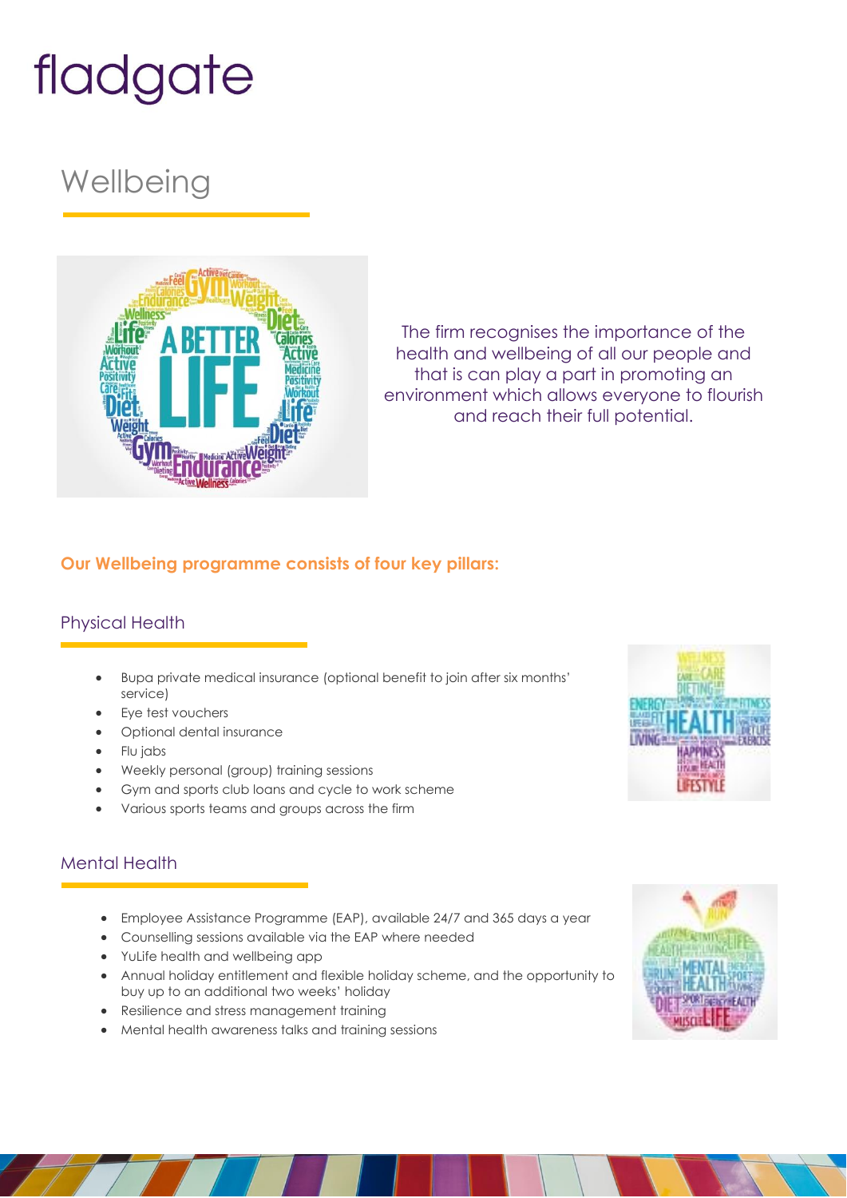fladgate

# Wellbeing

The firm recognises the importance of the health and wellbeing of all our people and that is can play a part in promoting an environment which allows everyone to flourish and reach their full potential.

**Our Wellbeing programme consists of four key pillars:**

## Physical Health

- Bupa private medical insurance (optional benefit to join after six months' service)
- Eye test vouchers
- Optional dental insurance
- Flu jabs
- Weekly personal (group) training sessions
- Gym and sports club loans and cycle to work scheme
- Various sports teams and groups across the firm

## Mental Health

- Employee Assistance Programme (EAP), available 24/7 and 365 days a year
- Counselling sessions available via the EAP where needed
- YuLife health and wellbeing app
- Annual holiday entitlement and flexible holiday scheme, and the opportunity to buy up to an additional two weeks' holiday
- Resilience and stress management training
- Mental health awareness talks and training sessions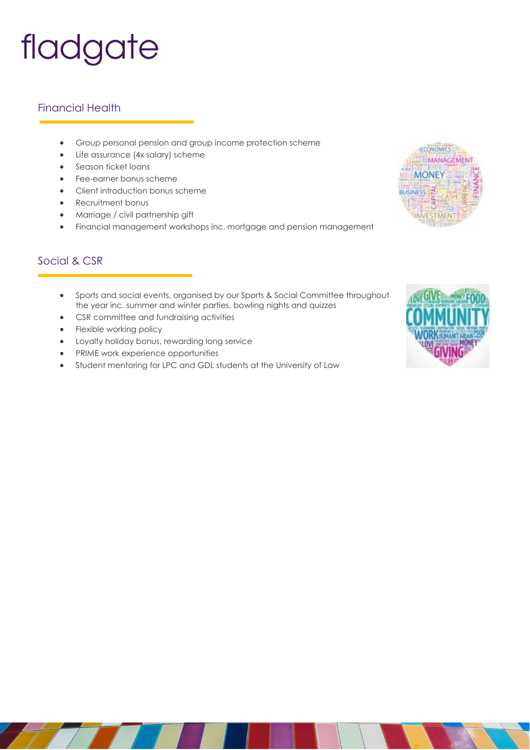fladgate

## Financial Health

- Group personal pension and group income protection scheme
- Life assurance (4x salary) scheme
- Season ticket loans
- Fee-earner bonus scheme
- Client introduction bonus scheme
- Recruitment bonus
- Marriage / civil partnership gift
- Financial management workshops inc. mortgage and pension management

## Social & CSR

- Sports and social events, organised by our Sports & Social Committee throughout the year inc. summer and winter parties, bowling nights and quizzes
- CSR committee and fundraising activities
- Flexible working policy
- Loyalty holiday bonus, rewarding long service
- PRIME work experience opportunities
- Student mentoring for LPC and GDL students at the University of Law